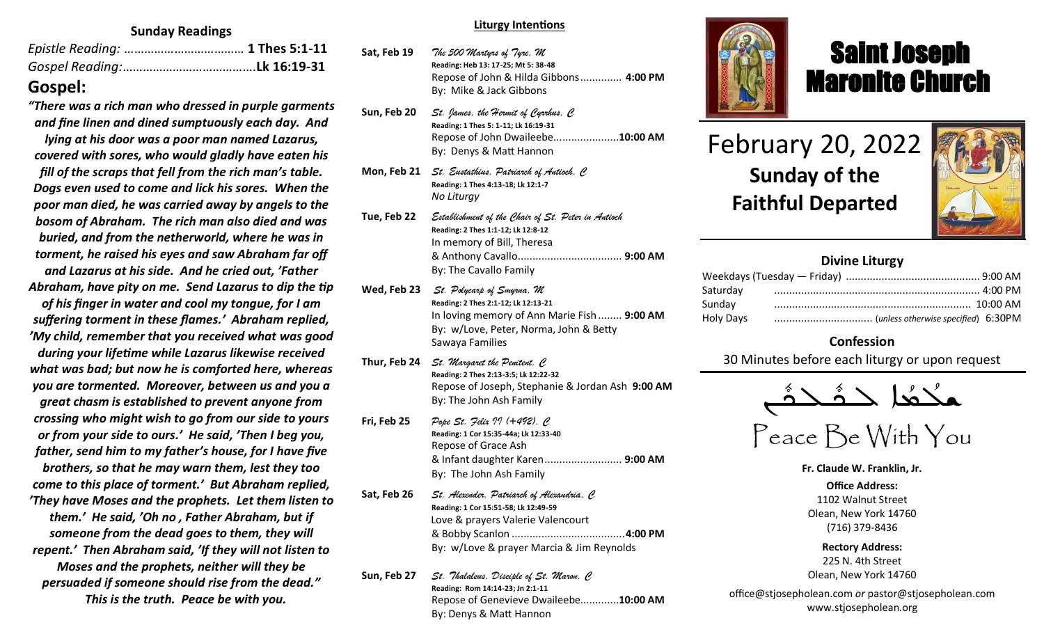## Sunday Readings

*Epistle Reading:* ……………………………… **1 Thes 5:1-11**
*Gospel Reading:*………………………………….**Lk 16:19-31**

## Gospel:

***"There was a rich man who dressed in purple garments and fine linen and dined sumptuously each day. And lying at his door was a poor man named Lazarus, covered with sores, who would gladly have eaten his fill of the scraps that fell from the rich man's table. Dogs even used to come and lick his sores. When the poor man died, he was carried away by angels to the bosom of Abraham. The rich man also died and was buried, and from the netherworld, where he was in torment, he raised his eyes and saw Abraham far off and Lazarus at his side. And he cried out, 'Father Abraham, have pity on me. Send Lazarus to dip the tip of his finger in water and cool my tongue, for I am suffering torment in these flames.' Abraham replied, 'My child, remember that you received what was good during your lifetime while Lazarus likewise received what was bad; but now he is comforted here, whereas you are tormented. Moreover, between us and you a great chasm is established to prevent anyone from crossing who might wish to go from our side to yours or from your side to ours.' He said, 'Then I beg you, father, send him to my father's house, for I have five brothers, so that he may warn them, lest they too come to this place of torment.' But Abraham replied, 'They have Moses and the prophets. Let them listen to them.' He said, 'Oh no , Father Abraham, but if someone from the dead goes to them, they will repent.' Then Abraham said, 'If they will not listen to Moses and the prophets, neither will they be persuaded if someone should rise from the dead." This is the truth. Peace be with you.***

## Liturgy Intentions

**Sat, Feb 19** — *The 500 Martyrs of Tyre, M*
**Reading: Heb 13: 17-25; Mt 5: 38-48**
Repose of John & Hilda Gibbons.............. **4:00 PM**
By: Mike & Jack Gibbons

**Sun, Feb 20** — *St. James, the Hermit of Cyrrhus, C*
**Reading: 1 Thes 5: 1-11; Lk 16:19-31**
Repose of John Dwaileebe......................**10:00 AM**
By: Denys & Matt Hannon

**Mon, Feb 21** — *St. Eustathius, Patriarch of Antioch, C*
**Reading: 1 Thes 4:13-18; Lk 12:1-7**
*No Liturgy*

**Tue, Feb 22** — *Establishment of the Chair of St. Peter in Antioch*
**Reading: 2 Thes 1:1-12; Lk 12:8-12**
In memory of Bill, Theresa & Anthony Cavallo................................... **9:00 AM**
By: The Cavallo Family

**Wed, Feb 23** — *St. Polycarp of Smyrna, M*
**Reading: 2 Thes 2:1-12; Lk 12:13-21**
In loving memory of Ann Marie Fish ........ **9:00 AM**
By: w/Love, Peter, Norma, John & Betty Sawaya Families

**Thur, Feb 24** — *St. Margaret the Penitent, C*
**Reading: 2 Thes 2:13-3:5; Lk 12:22-32**
Repose of Joseph, Stephanie & Jordan Ash **9:00 AM**
By: The John Ash Family

**Fri, Feb 25** — *Pope St. Felix II (+492), C*
**Reading: 1 Cor 15:35-44a; Lk 12:33-40**
Repose of Grace Ash & Infant daughter Karen.......................... **9:00 AM**
By: The John Ash Family

**Sat, Feb 26** — *St. Alexander, Patriarch of Alexandria, C*
**Reading: 1 Cor 15:51-58; Lk 12:49-59**
Love & prayers Valerie Valencourt & Bobby Scanlon .......................................**4:00 PM**
By: w/Love & prayer Marcia & Jim Reynolds

**Sun, Feb 27** — *St. Thalaleus, Disciple of St. Maron, C*
**Reading: Rom 14:14-23; Jn 2:1-11**
Repose of Genevieve Dwaileebe.............**10:00 AM**
By: Denys & Matt Hannon

# Saint Joseph Maronite Church

# February 20, 2022
## Sunday of the Faithful Departed

### Divine Liturgy

| | |
|---|---|
| Weekdays (Tuesday — Friday) | 9:00 AM |
| Saturday | 4:00 PM |
| Sunday | 10:00 AM |
| Holy Days | (*unless otherwise specified*) 6:30PM |

### Confession

30 Minutes before each liturgy or upon request

ܫܠܳܡܳܐ ܠܟܽܠܟܽܘܢ

Peace Be With You

**Fr. Claude W. Franklin, Jr.**

**Office Address:**
1102 Walnut Street
Olean, New York 14760
(716) 379-8436

**Rectory Address:**
225 N. 4th Street
Olean, New York 14760

office@stjosepholean.com *or* pastor@stjosepholean.com
www.stjosepholean.org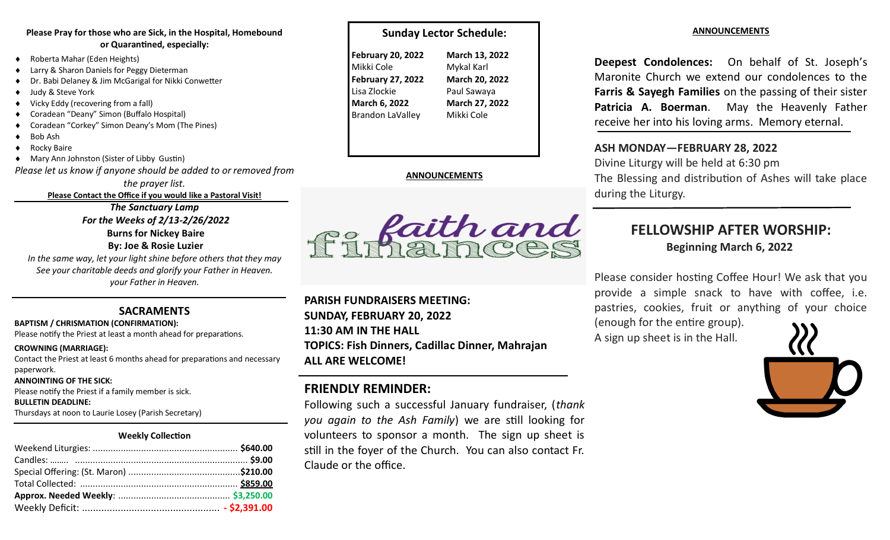**Please Pray for those who are Sick, in the Hospital, Homebound or Quarantined, especially:**

- Roberta Mahar (Eden Heights)
- Larry & Sharon Daniels for Peggy Dieterman
- Dr. Babi Delaney & Jim McGarigal for Nikki Conwetter
- Judy & Steve York
- Vicky Eddy (recovering from a fall)
- Coradean "Deany" Simon (Buffalo Hospital)
- Coradean "Corkey" Simon Deany's Mom (The Pines)
- Bob Ash
- Rocky Baire
- Mary Ann Johnston (Sister of Libby Gustin)

*Please let us know if anyone should be added to or removed from the prayer list.*

**Please Contact the Office if you would like a Pastoral Visit!**

***The Sanctuary Lamp***
***For the Weeks of 2/13-2/26/2022***
**Burns for Nickey Baire**
**By: Joe & Rosie Luzier**

*In the same way, let your light shine before others that they may See your charitable deeds and glorify your Father in Heaven. your Father in Heaven.*

## SACRAMENTS

**BAPTISM / CHRISMATION (CONFIRMATION):**
Please notify the Priest at least a month ahead for preparations.

**CROWNING (MARRIAGE):**
Contact the Priest at least 6 months ahead for preparations and necessary paperwork.

**ANNOINTING OF THE SICK:**
Please notify the Priest if a family member is sick.

**BULLETIN DEADLINE:**
Thursdays at noon to Laurie Losey (Parish Secretary)

**Weekly Collection**

| | |
|---|---|
| Weekend Liturgies: | **$640.00** |
| Candles: | **$9.00** |
| Special Offering: (St. Maron) | **$210.00** |
| Total Collected: | **$859.00** |
| **Approx. Needed Weekly**: | **$3,250.00** |
| Weekly Deficit: | **- $2,391.00** |

## Sunday Lector Schedule:

| | |
|---|---|
| **February 20, 2022** | **March 13, 2022** |
| Mikki Cole | Mykal Karl |
| **February 27, 2022** | **March 20, 2022** |
| Lisa Zlockie | Paul Sawaya |
| **March 6, 2022** | **March 27, 2022** |
| Brandon LaValley | Mikki Cole |

**ANNOUNCEMENTS**

faith and finances

**PARISH FUNDRAISERS MEETING:**
**SUNDAY, FEBRUARY 20, 2022**
**11:30 AM IN THE HALL**
**TOPICS: Fish Dinners, Cadillac Dinner, Mahrajan**
**ALL ARE WELCOME!**

## FRIENDLY REMINDER:

Following such a successful January fundraiser, (*thank you again to the Ash Family*) we are still looking for volunteers to sponsor a month. The sign up sheet is still in the foyer of the Church. You can also contact Fr. Claude or the office.

**ANNOUNCEMENTS**

**Deepest Condolences:** On behalf of St. Joseph's Maronite Church we extend our condolences to the **Farris & Sayegh Families** on the passing of their sister **Patricia A. Boerman**. May the Heavenly Father receive her into his loving arms. Memory eternal.

**ASH MONDAY—FEBRUARY 28, 2022**
Divine Liturgy will be held at 6:30 pm
The Blessing and distribution of Ashes will take place during the Liturgy.

## FELLOWSHIP AFTER WORSHIP:

**Beginning March 6, 2022**

Please consider hosting Coffee Hour! We ask that you provide a simple snack to have with coffee, i.e. pastries, cookies, fruit or anything of your choice (enough for the entire group).
A sign up sheet is in the Hall.